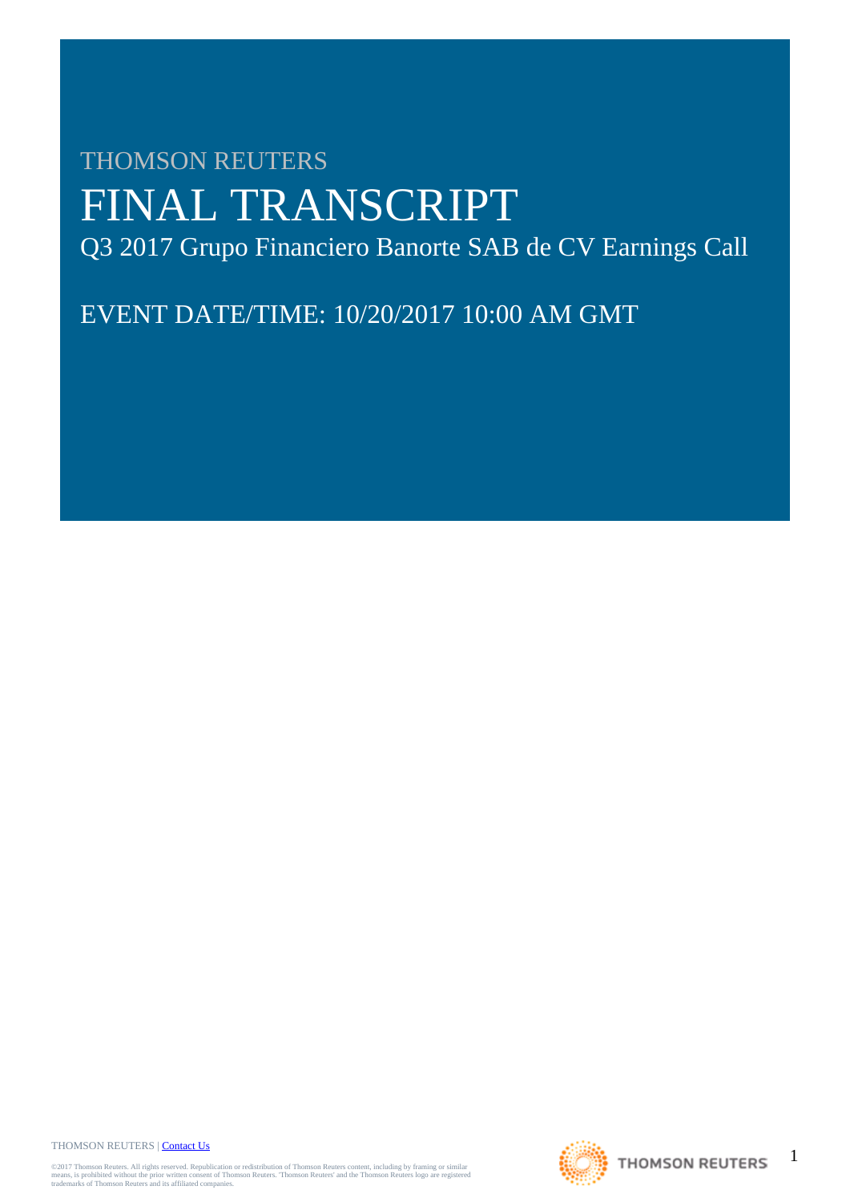THOMSON REUTERS

# FINAL TRANSCRIPT

## Q3 2017 Grupo Financiero Banorte SAB de CV Earnings Call

EVENT DATE/TIME: 10/20/2017 10:00 AM GMT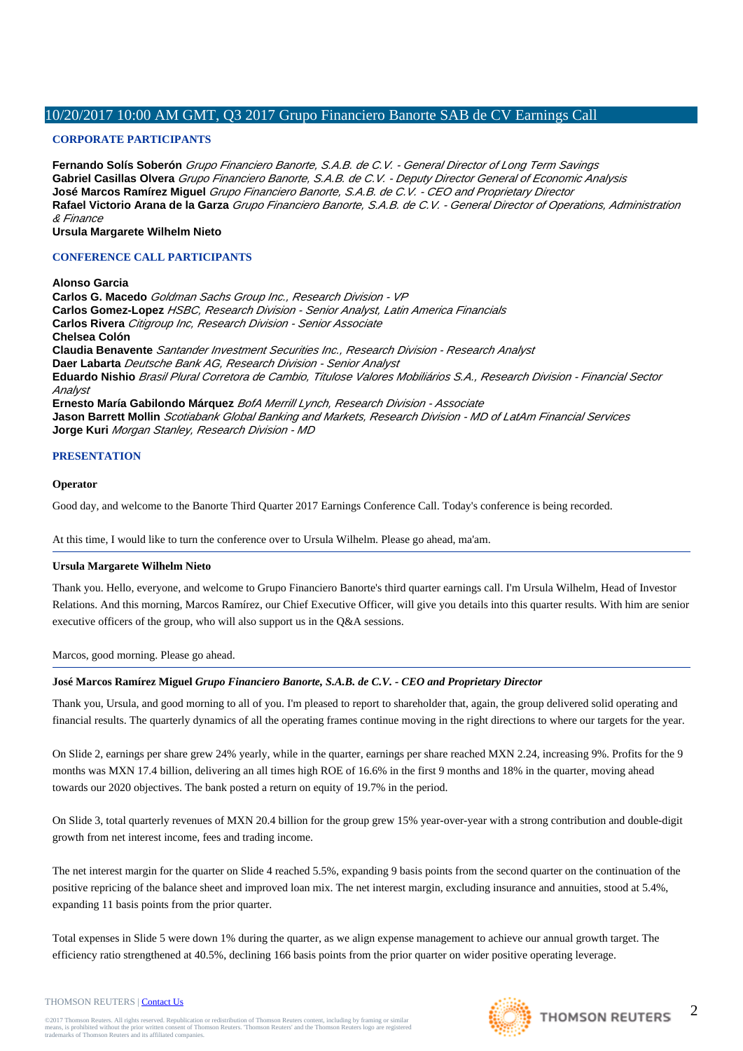# 10/20/2017 10:00 AM GMT, Q3 2017 Grupo Financiero Banorte SAB de CV Earnings Call

## CORPORATE PARTICIPANTS

**Fernando Solís Soberón** *Grupo Financiero Banorte, S.A.B. de C.V. - General Director of Long Term Savings*
**Gabriel Casillas Olvera** *Grupo Financiero Banorte, S.A.B. de C.V. - Deputy Director General of Economic Analysis*
**José Marcos Ramírez Miguel** *Grupo Financiero Banorte, S.A.B. de C.V. - CEO and Proprietary Director*
**Rafael Victorio Arana de la Garza** *Grupo Financiero Banorte, S.A.B. de C.V. - General Director of Operations, Administration & Finance*
**Ursula Margarete Wilhelm Nieto**

## CONFERENCE CALL PARTICIPANTS

**Alonso Garcia**
**Carlos G. Macedo** *Goldman Sachs Group Inc., Research Division - VP*
**Carlos Gomez-Lopez** *HSBC, Research Division - Senior Analyst, Latin America Financials*
**Carlos Rivera** *Citigroup Inc, Research Division - Senior Associate*
**Chelsea Colón**
**Claudia Benavente** *Santander Investment Securities Inc., Research Division - Research Analyst*
**Daer Labarta** *Deutsche Bank AG, Research Division - Senior Analyst*
**Eduardo Nishio** *Brasil Plural Corretora de Cambio, Titulose Valores Mobiliários S.A., Research Division - Financial Sector Analyst*
**Ernesto María Gabilondo Márquez** *BofA Merrill Lynch, Research Division - Associate*
**Jason Barrett Mollin** *Scotiabank Global Banking and Markets, Research Division - MD of LatAm Financial Services*
**Jorge Kuri** *Morgan Stanley, Research Division - MD*

## PRESENTATION

**Operator**

Good day, and welcome to the Banorte Third Quarter 2017 Earnings Conference Call. Today's conference is being recorded.

At this time, I would like to turn the conference over to Ursula Wilhelm. Please go ahead, ma'am.

**Ursula Margarete Wilhelm Nieto**

Thank you. Hello, everyone, and welcome to Grupo Financiero Banorte's third quarter earnings call. I'm Ursula Wilhelm, Head of Investor Relations. And this morning, Marcos Ramírez, our Chief Executive Officer, will give you details into this quarter results. With him are senior executive officers of the group, who will also support us in the Q&A sessions.

Marcos, good morning. Please go ahead.

**José Marcos Ramírez Miguel** *Grupo Financiero Banorte, S.A.B. de C.V. - CEO and Proprietary Director*

Thank you, Ursula, and good morning to all of you. I'm pleased to report to shareholder that, again, the group delivered solid operating and financial results. The quarterly dynamics of all the operating frames continue moving in the right directions to where our targets for the year.

On Slide 2, earnings per share grew 24% yearly, while in the quarter, earnings per share reached MXN 2.24, increasing 9%. Profits for the 9 months was MXN 17.4 billion, delivering an all times high ROE of 16.6% in the first 9 months and 18% in the quarter, moving ahead towards our 2020 objectives. The bank posted a return on equity of 19.7% in the period.

On Slide 3, total quarterly revenues of MXN 20.4 billion for the group grew 15% year-over-year with a strong contribution and double-digit growth from net interest income, fees and trading income.

The net interest margin for the quarter on Slide 4 reached 5.5%, expanding 9 basis points from the second quarter on the continuation of the positive repricing of the balance sheet and improved loan mix. The net interest margin, excluding insurance and annuities, stood at 5.4%, expanding 11 basis points from the prior quarter.

Total expenses in Slide 5 were down 1% during the quarter, as we align expense management to achieve our annual growth target. The efficiency ratio strengthened at 40.5%, declining 166 basis points from the prior quarter on wider positive operating leverage.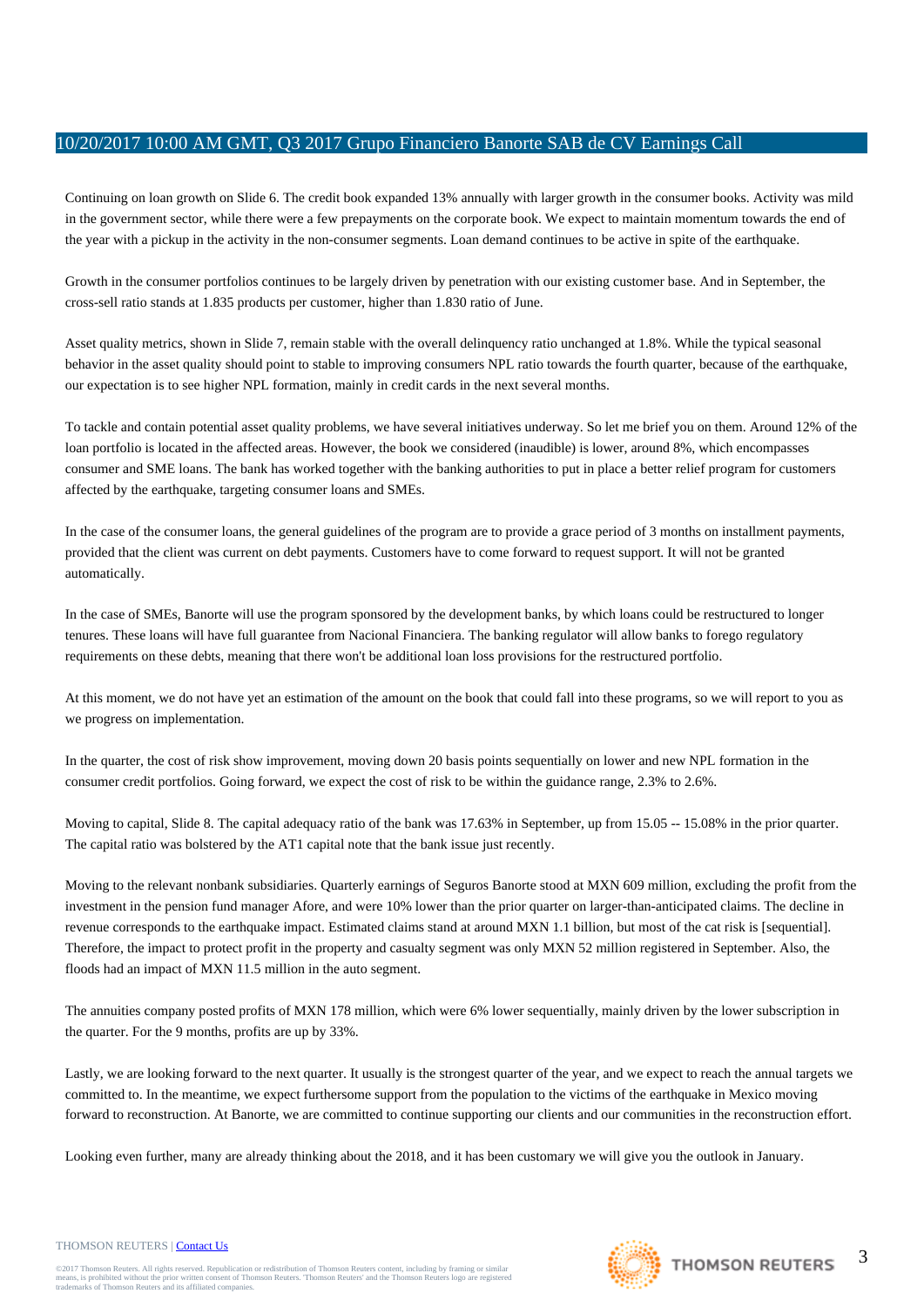Continuing on loan growth on Slide 6. The credit book expanded 13% annually with larger growth in the consumer books. Activity was mild in the government sector, while there were a few prepayments on the corporate book. We expect to maintain momentum towards the end of the year with a pickup in the activity in the non-consumer segments. Loan demand continues to be active in spite of the earthquake.

Growth in the consumer portfolios continues to be largely driven by penetration with our existing customer base. And in September, the cross-sell ratio stands at 1.835 products per customer, higher than 1.830 ratio of June.

Asset quality metrics, shown in Slide 7, remain stable with the overall delinquency ratio unchanged at 1.8%. While the typical seasonal behavior in the asset quality should point to stable to improving consumers NPL ratio towards the fourth quarter, because of the earthquake, our expectation is to see higher NPL formation, mainly in credit cards in the next several months.

To tackle and contain potential asset quality problems, we have several initiatives underway. So let me brief you on them. Around 12% of the loan portfolio is located in the affected areas. However, the book we considered (inaudible) is lower, around 8%, which encompasses consumer and SME loans. The bank has worked together with the banking authorities to put in place a better relief program for customers affected by the earthquake, targeting consumer loans and SMEs.

In the case of the consumer loans, the general guidelines of the program are to provide a grace period of 3 months on installment payments, provided that the client was current on debt payments. Customers have to come forward to request support. It will not be granted automatically.

In the case of SMEs, Banorte will use the program sponsored by the development banks, by which loans could be restructured to longer tenures. These loans will have full guarantee from Nacional Financiera. The banking regulator will allow banks to forego regulatory requirements on these debts, meaning that there won't be additional loan loss provisions for the restructured portfolio.

At this moment, we do not have yet an estimation of the amount on the book that could fall into these programs, so we will report to you as we progress on implementation.

In the quarter, the cost of risk show improvement, moving down 20 basis points sequentially on lower and new NPL formation in the consumer credit portfolios. Going forward, we expect the cost of risk to be within the guidance range, 2.3% to 2.6%.

Moving to capital, Slide 8. The capital adequacy ratio of the bank was 17.63% in September, up from 15.05 -- 15.08% in the prior quarter. The capital ratio was bolstered by the AT1 capital note that the bank issue just recently.

Moving to the relevant nonbank subsidiaries. Quarterly earnings of Seguros Banorte stood at MXN 609 million, excluding the profit from the investment in the pension fund manager Afore, and were 10% lower than the prior quarter on larger-than-anticipated claims. The decline in revenue corresponds to the earthquake impact. Estimated claims stand at around MXN 1.1 billion, but most of the cat risk is [sequential]. Therefore, the impact to protect profit in the property and casualty segment was only MXN 52 million registered in September. Also, the floods had an impact of MXN 11.5 million in the auto segment.

The annuities company posted profits of MXN 178 million, which were 6% lower sequentially, mainly driven by the lower subscription in the quarter. For the 9 months, profits are up by 33%.

Lastly, we are looking forward to the next quarter. It usually is the strongest quarter of the year, and we expect to reach the annual targets we committed to. In the meantime, we expect furthersome support from the population to the victims of the earthquake in Mexico moving forward to reconstruction. At Banorte, we are committed to continue supporting our clients and our communities in the reconstruction effort.

Looking even further, many are already thinking about the 2018, and it has been customary we will give you the outlook in January.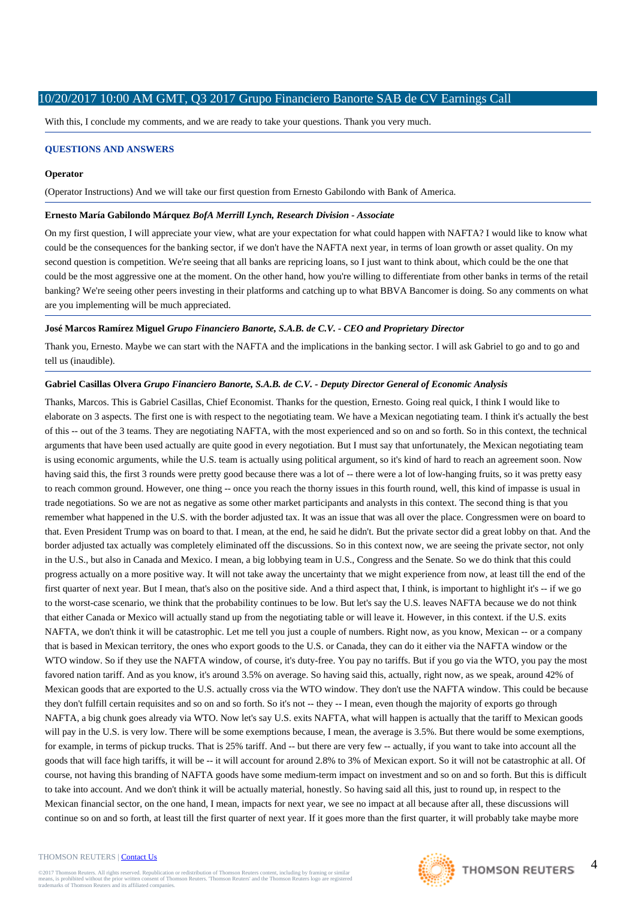With this, I conclude my comments, and we are ready to take your questions. Thank you very much.

## QUESTIONS AND ANSWERS

**Operator**

(Operator Instructions) And we will take our first question from Ernesto Gabilondo with Bank of America.

**Ernesto María Gabilondo Márquez** ***BofA Merrill Lynch, Research Division - Associate***

On my first question, I will appreciate your view, what are your expectation for what could happen with NAFTA? I would like to know what could be the consequences for the banking sector, if we don't have the NAFTA next year, in terms of loan growth or asset quality. On my second question is competition. We're seeing that all banks are repricing loans, so I just want to think about, which could be the one that could be the most aggressive one at the moment. On the other hand, how you're willing to differentiate from other banks in terms of the retail banking? We're seeing other peers investing in their platforms and catching up to what BBVA Bancomer is doing. So any comments on what are you implementing will be much appreciated.

**José Marcos Ramírez Miguel** ***Grupo Financiero Banorte, S.A.B. de C.V. - CEO and Proprietary Director***

Thank you, Ernesto. Maybe we can start with the NAFTA and the implications in the banking sector. I will ask Gabriel to go and to go and tell us (inaudible).

**Gabriel Casillas Olvera** ***Grupo Financiero Banorte, S.A.B. de C.V. - Deputy Director General of Economic Analysis***

Thanks, Marcos. This is Gabriel Casillas, Chief Economist. Thanks for the question, Ernesto. Going real quick, I think I would like to elaborate on 3 aspects. The first one is with respect to the negotiating team. We have a Mexican negotiating team. I think it's actually the best of this -- out of the 3 teams. They are negotiating NAFTA, with the most experienced and so on and so forth. So in this context, the technical arguments that have been used actually are quite good in every negotiation. But I must say that unfortunately, the Mexican negotiating team is using economic arguments, while the U.S. team is actually using political argument, so it's kind of hard to reach an agreement soon. Now having said this, the first 3 rounds were pretty good because there was a lot of -- there were a lot of low-hanging fruits, so it was pretty easy to reach common ground. However, one thing -- once you reach the thorny issues in this fourth round, well, this kind of impasse is usual in trade negotiations. So we are not as negative as some other market participants and analysts in this context. The second thing is that you remember what happened in the U.S. with the border adjusted tax. It was an issue that was all over the place. Congressmen were on board to that. Even President Trump was on board to that. I mean, at the end, he said he didn't. But the private sector did a great lobby on that. And the border adjusted tax actually was completely eliminated off the discussions. So in this context now, we are seeing the private sector, not only in the U.S., but also in Canada and Mexico. I mean, a big lobbying team in U.S., Congress and the Senate. So we do think that this could progress actually on a more positive way. It will not take away the uncertainty that we might experience from now, at least till the end of the first quarter of next year. But I mean, that's also on the positive side. And a third aspect that, I think, is important to highlight it's -- if we go to the worst-case scenario, we think that the probability continues to be low. But let's say the U.S. leaves NAFTA because we do not think that either Canada or Mexico will actually stand up from the negotiating table or will leave it. However, in this context. if the U.S. exits NAFTA, we don't think it will be catastrophic. Let me tell you just a couple of numbers. Right now, as you know, Mexican -- or a company that is based in Mexican territory, the ones who export goods to the U.S. or Canada, they can do it either via the NAFTA window or the WTO window. So if they use the NAFTA window, of course, it's duty-free. You pay no tariffs. But if you go via the WTO, you pay the most favored nation tariff. And as you know, it's around 3.5% on average. So having said this, actually, right now, as we speak, around 42% of Mexican goods that are exported to the U.S. actually cross via the WTO window. They don't use the NAFTA window. This could be because they don't fulfill certain requisites and so on and so forth. So it's not -- they -- I mean, even though the majority of exports go through NAFTA, a big chunk goes already via WTO. Now let's say U.S. exits NAFTA, what will happen is actually that the tariff to Mexican goods will pay in the U.S. is very low. There will be some exemptions because, I mean, the average is 3.5%. But there would be some exemptions, for example, in terms of pickup trucks. That is 25% tariff. And -- but there are very few -- actually, if you want to take into account all the goods that will face high tariffs, it will be -- it will account for around 2.8% to 3% of Mexican export. So it will not be catastrophic at all. Of course, not having this branding of NAFTA goods have some medium-term impact on investment and so on and so forth. But this is difficult to take into account. And we don't think it will be actually material, honestly. So having said all this, just to round up, in respect to the Mexican financial sector, on the one hand, I mean, impacts for next year, we see no impact at all because after all, these discussions will continue so on and so forth, at least till the first quarter of next year. If it goes more than the first quarter, it will probably take maybe more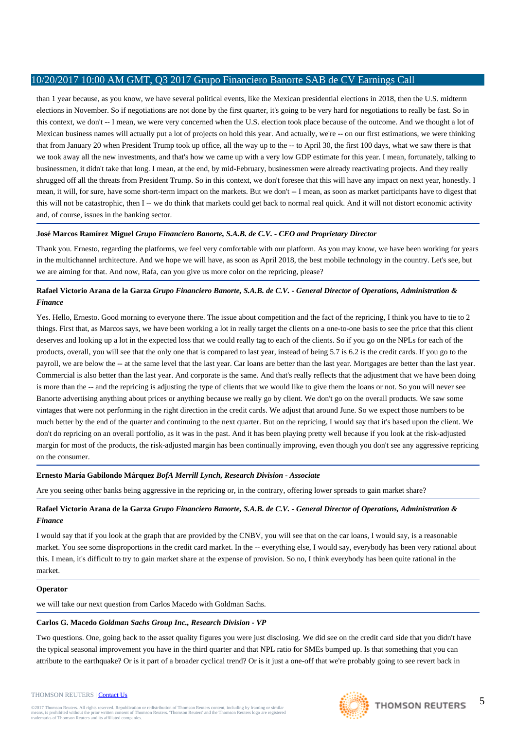than 1 year because, as you know, we have several political events, like the Mexican presidential elections in 2018, then the U.S. midterm elections in November. So if negotiations are not done by the first quarter, it's going to be very hard for negotiations to really be fast. So in this context, we don't -- I mean, we were very concerned when the U.S. election took place because of the outcome. And we thought a lot of Mexican business names will actually put a lot of projects on hold this year. And actually, we're -- on our first estimations, we were thinking that from January 20 when President Trump took up office, all the way up to the -- to April 30, the first 100 days, what we saw there is that we took away all the new investments, and that's how we came up with a very low GDP estimate for this year. I mean, fortunately, talking to businessmen, it didn't take that long. I mean, at the end, by mid-February, businessmen were already reactivating projects. And they really shrugged off all the threats from President Trump. So in this context, we don't foresee that this will have any impact on next year, honestly. I mean, it will, for sure, have some short-term impact on the markets. But we don't -- I mean, as soon as market participants have to digest that this will not be catastrophic, then I -- we do think that markets could get back to normal real quick. And it will not distort economic activity and, of course, issues in the banking sector.

**José Marcos Ramírez Miguel** *Grupo Financiero Banorte, S.A.B. de C.V. - CEO and Proprietary Director*

Thank you. Ernesto, regarding the platforms, we feel very comfortable with our platform. As you may know, we have been working for years in the multichannel architecture. And we hope we will have, as soon as April 2018, the best mobile technology in the country. Let's see, but we are aiming for that. And now, Rafa, can you give us more color on the repricing, please?

**Rafael Victorio Arana de la Garza** *Grupo Financiero Banorte, S.A.B. de C.V. - General Director of Operations, Administration & Finance*

Yes. Hello, Ernesto. Good morning to everyone there. The issue about competition and the fact of the repricing, I think you have to tie to 2 things. First that, as Marcos says, we have been working a lot in really target the clients on a one-to-one basis to see the price that this client deserves and looking up a lot in the expected loss that we could really tag to each of the clients. So if you go on the NPLs for each of the products, overall, you will see that the only one that is compared to last year, instead of being 5.7 is 6.2 is the credit cards. If you go to the payroll, we are below the -- at the same level that the last year. Car loans are better than the last year. Mortgages are better than the last year. Commercial is also better than the last year. And corporate is the same. And that's really reflects that the adjustment that we have been doing is more than the -- and the repricing is adjusting the type of clients that we would like to give them the loans or not. So you will never see Banorte advertising anything about prices or anything because we really go by client. We don't go on the overall products. We saw some vintages that were not performing in the right direction in the credit cards. We adjust that around June. So we expect those numbers to be much better by the end of the quarter and continuing to the next quarter. But on the repricing, I would say that it's based upon the client. We don't do repricing on an overall portfolio, as it was in the past. And it has been playing pretty well because if you look at the risk-adjusted margin for most of the products, the risk-adjusted margin has been continually improving, even though you don't see any aggressive repricing on the consumer.

**Ernesto María Gabilondo Márquez** *BofA Merrill Lynch, Research Division - Associate*

Are you seeing other banks being aggressive in the repricing or, in the contrary, offering lower spreads to gain market share?

**Rafael Victorio Arana de la Garza** *Grupo Financiero Banorte, S.A.B. de C.V. - General Director of Operations, Administration & Finance*

I would say that if you look at the graph that are provided by the CNBV, you will see that on the car loans, I would say, is a reasonable market. You see some disproportions in the credit card market. In the -- everything else, I would say, everybody has been very rational about this. I mean, it's difficult to try to gain market share at the expense of provision. So no, I think everybody has been quite rational in the market.

**Operator**

we will take our next question from Carlos Macedo with Goldman Sachs.

**Carlos G. Macedo** *Goldman Sachs Group Inc., Research Division - VP*

Two questions. One, going back to the asset quality figures you were just disclosing. We did see on the credit card side that you didn't have the typical seasonal improvement you have in the third quarter and that NPL ratio for SMEs bumped up. Is that something that you can attribute to the earthquake? Or is it part of a broader cyclical trend? Or is it just a one-off that we're probably going to see revert back in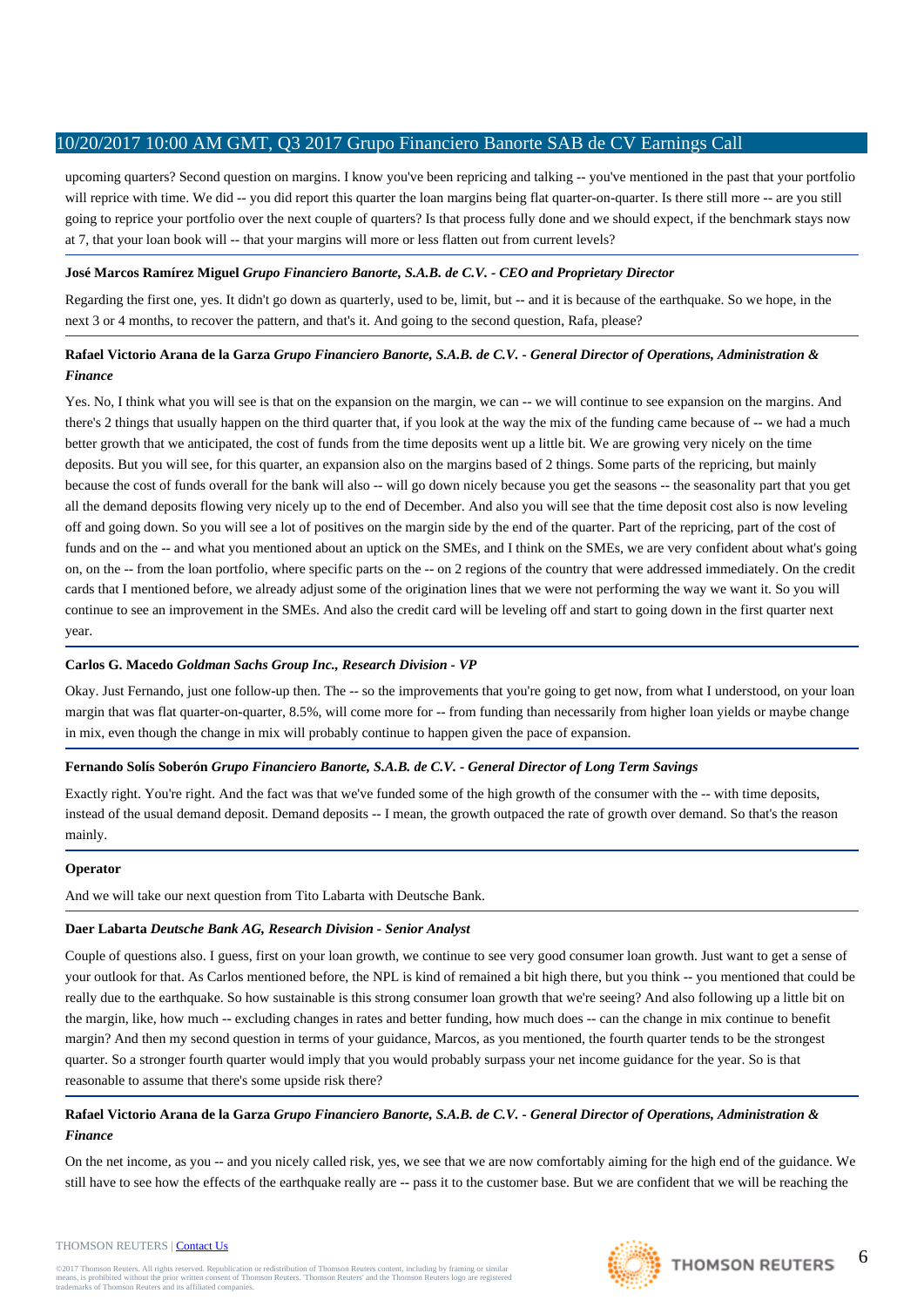upcoming quarters? Second question on margins. I know you've been repricing and talking -- you've mentioned in the past that your portfolio will reprice with time. We did -- you did report this quarter the loan margins being flat quarter-on-quarter. Is there still more -- are you still going to reprice your portfolio over the next couple of quarters? Is that process fully done and we should expect, if the benchmark stays now at 7, that your loan book will -- that your margins will more or less flatten out from current levels?

**José Marcos Ramírez Miguel** *Grupo Financiero Banorte, S.A.B. de C.V. - CEO and Proprietary Director*

Regarding the first one, yes. It didn't go down as quarterly, used to be, limit, but -- and it is because of the earthquake. So we hope, in the next 3 or 4 months, to recover the pattern, and that's it. And going to the second question, Rafa, please?

**Rafael Victorio Arana de la Garza** *Grupo Financiero Banorte, S.A.B. de C.V. - General Director of Operations, Administration & Finance*

Yes. No, I think what you will see is that on the expansion on the margin, we can -- we will continue to see expansion on the margins. And there's 2 things that usually happen on the third quarter that, if you look at the way the mix of the funding came because of -- we had a much better growth that we anticipated, the cost of funds from the time deposits went up a little bit. We are growing very nicely on the time deposits. But you will see, for this quarter, an expansion also on the margins based of 2 things. Some parts of the repricing, but mainly because the cost of funds overall for the bank will also -- will go down nicely because you get the seasons -- the seasonality part that you get all the demand deposits flowing very nicely up to the end of December. And also you will see that the time deposit cost also is now leveling off and going down. So you will see a lot of positives on the margin side by the end of the quarter. Part of the repricing, part of the cost of funds and on the -- and what you mentioned about an uptick on the SMEs, and I think on the SMEs, we are very confident about what's going on, on the -- from the loan portfolio, where specific parts on the -- on 2 regions of the country that were addressed immediately. On the credit cards that I mentioned before, we already adjust some of the origination lines that we were not performing the way we want it. So you will continue to see an improvement in the SMEs. And also the credit card will be leveling off and start to going down in the first quarter next year.

**Carlos G. Macedo** *Goldman Sachs Group Inc., Research Division - VP*

Okay. Just Fernando, just one follow-up then. The -- so the improvements that you're going to get now, from what I understood, on your loan margin that was flat quarter-on-quarter, 8.5%, will come more for -- from funding than necessarily from higher loan yields or maybe change in mix, even though the change in mix will probably continue to happen given the pace of expansion.

**Fernando Solís Soberón** *Grupo Financiero Banorte, S.A.B. de C.V. - General Director of Long Term Savings*

Exactly right. You're right. And the fact was that we've funded some of the high growth of the consumer with the -- with time deposits, instead of the usual demand deposit. Demand deposits -- I mean, the growth outpaced the rate of growth over demand. So that's the reason mainly.

**Operator**

And we will take our next question from Tito Labarta with Deutsche Bank.

**Daer Labarta** *Deutsche Bank AG, Research Division - Senior Analyst*

Couple of questions also. I guess, first on your loan growth, we continue to see very good consumer loan growth. Just want to get a sense of your outlook for that. As Carlos mentioned before, the NPL is kind of remained a bit high there, but you think -- you mentioned that could be really due to the earthquake. So how sustainable is this strong consumer loan growth that we're seeing? And also following up a little bit on the margin, like, how much -- excluding changes in rates and better funding, how much does -- can the change in mix continue to benefit margin? And then my second question in terms of your guidance, Marcos, as you mentioned, the fourth quarter tends to be the strongest quarter. So a stronger fourth quarter would imply that you would probably surpass your net income guidance for the year. So is that reasonable to assume that there's some upside risk there?

**Rafael Victorio Arana de la Garza** *Grupo Financiero Banorte, S.A.B. de C.V. - General Director of Operations, Administration & Finance*

On the net income, as you -- and you nicely called risk, yes, we see that we are now comfortably aiming for the high end of the guidance. We still have to see how the effects of the earthquake really are -- pass it to the customer base. But we are confident that we will be reaching the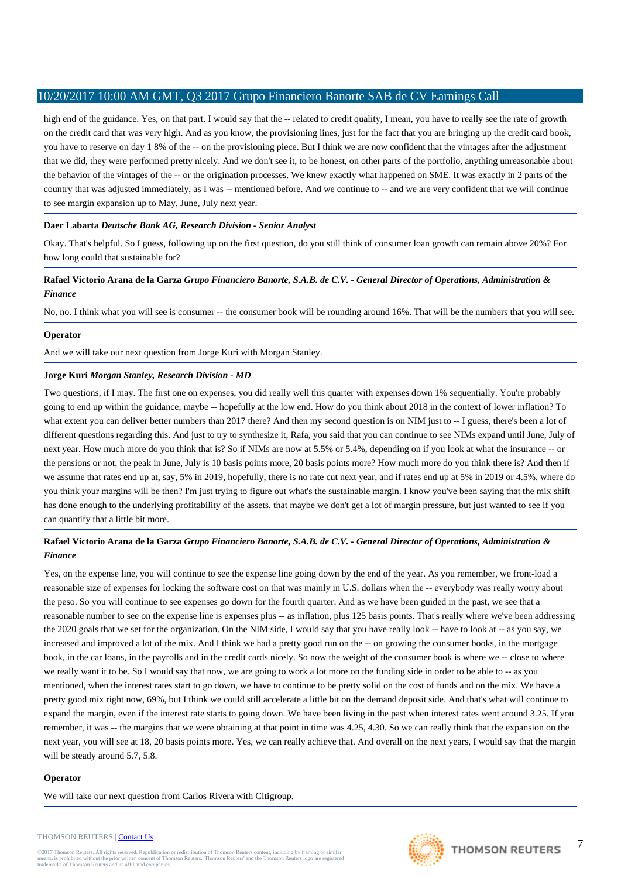high end of the guidance. Yes, on that part. I would say that the -- related to credit quality, I mean, you have to really see the rate of growth on the credit card that was very high. And as you know, the provisioning lines, just for the fact that you are bringing up the credit card book, you have to reserve on day 1 8% of the -- on the provisioning piece. But I think we are now confident that the vintages after the adjustment that we did, they were performed pretty nicely. And we don't see it, to be honest, on other parts of the portfolio, anything unreasonable about the behavior of the vintages of the -- or the origination processes. We knew exactly what happened on SME. It was exactly in 2 parts of the country that was adjusted immediately, as I was -- mentioned before. And we continue to -- and we are very confident that we will continue to see margin expansion up to May, June, July next year.

**Daer Labarta** *Deutsche Bank AG, Research Division - Senior Analyst*

Okay. That's helpful. So I guess, following up on the first question, do you still think of consumer loan growth can remain above 20%? For how long could that sustainable for?

**Rafael Victorio Arana de la Garza** *Grupo Financiero Banorte, S.A.B. de C.V. - General Director of Operations, Administration & Finance*

No, no. I think what you will see is consumer -- the consumer book will be rounding around 16%. That will be the numbers that you will see.

**Operator**

And we will take our next question from Jorge Kuri with Morgan Stanley.

**Jorge Kuri** *Morgan Stanley, Research Division - MD*

Two questions, if I may. The first one on expenses, you did really well this quarter with expenses down 1% sequentially. You're probably going to end up within the guidance, maybe -- hopefully at the low end. How do you think about 2018 in the context of lower inflation? To what extent you can deliver better numbers than 2017 there? And then my second question is on NIM just to -- I guess, there's been a lot of different questions regarding this. And just to try to synthesize it, Rafa, you said that you can continue to see NIMs expand until June, July of next year. How much more do you think that is? So if NIMs are now at 5.5% or 5.4%, depending on if you look at what the insurance -- or the pensions or not, the peak in June, July is 10 basis points more, 20 basis points more? How much more do you think there is? And then if we assume that rates end up at, say, 5% in 2019, hopefully, there is no rate cut next year, and if rates end up at 5% in 2019 or 4.5%, where do you think your margins will be then? I'm just trying to figure out what's the sustainable margin. I know you've been saying that the mix shift has done enough to the underlying profitability of the assets, that maybe we don't get a lot of margin pressure, but just wanted to see if you can quantify that a little bit more.

**Rafael Victorio Arana de la Garza** *Grupo Financiero Banorte, S.A.B. de C.V. - General Director of Operations, Administration & Finance*

Yes, on the expense line, you will continue to see the expense line going down by the end of the year. As you remember, we front-load a reasonable size of expenses for locking the software cost on that was mainly in U.S. dollars when the -- everybody was really worry about the peso. So you will continue to see expenses go down for the fourth quarter. And as we have been guided in the past, we see that a reasonable number to see on the expense line is expenses plus -- as inflation, plus 125 basis points. That's really where we've been addressing the 2020 goals that we set for the organization. On the NIM side, I would say that you have really look -- have to look at -- as you say, we increased and improved a lot of the mix. And I think we had a pretty good run on the -- on growing the consumer books, in the mortgage book, in the car loans, in the payrolls and in the credit cards nicely. So now the weight of the consumer book is where we -- close to where we really want it to be. So I would say that now, we are going to work a lot more on the funding side in order to be able to -- as you mentioned, when the interest rates start to go down, we have to continue to be pretty solid on the cost of funds and on the mix. We have a pretty good mix right now, 69%, but I think we could still accelerate a little bit on the demand deposit side. And that's what will continue to expand the margin, even if the interest rate starts to going down. We have been living in the past when interest rates went around 3.25. If you remember, it was -- the margins that we were obtaining at that point in time was 4.25, 4.30. So we can really think that the expansion on the next year, you will see at 18, 20 basis points more. Yes, we can really achieve that. And overall on the next years, I would say that the margin will be steady around 5.7, 5.8.

**Operator**

We will take our next question from Carlos Rivera with Citigroup.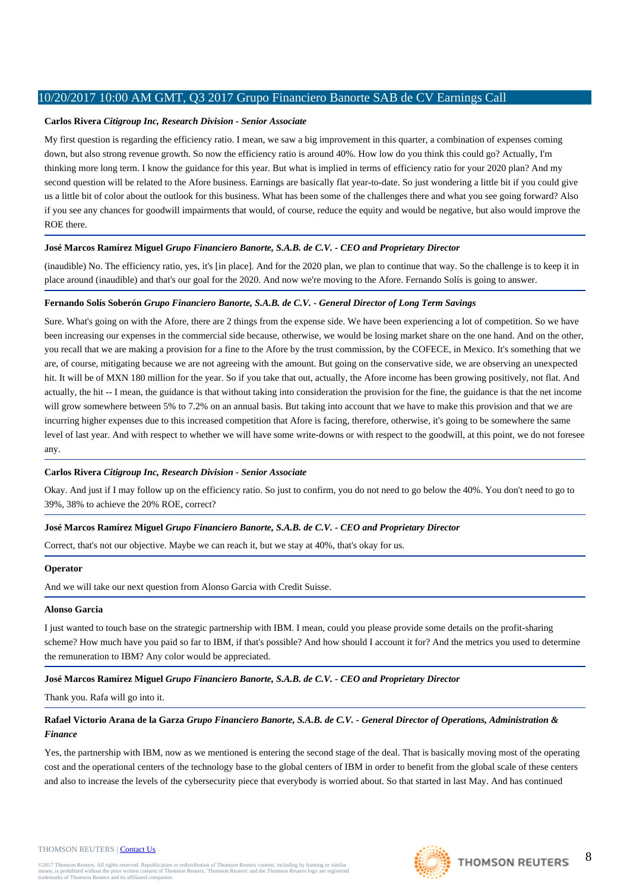**Carlos Rivera** *Citigroup Inc, Research Division - Senior Associate*

My first question is regarding the efficiency ratio. I mean, we saw a big improvement in this quarter, a combination of expenses coming down, but also strong revenue growth. So now the efficiency ratio is around 40%. How low do you think this could go? Actually, I'm thinking more long term. I know the guidance for this year. But what is implied in terms of efficiency ratio for your 2020 plan? And my second question will be related to the Afore business. Earnings are basically flat year-to-date. So just wondering a little bit if you could give us a little bit of color about the outlook for this business. What has been some of the challenges there and what you see going forward? Also if you see any chances for goodwill impairments that would, of course, reduce the equity and would be negative, but also would improve the ROE there.

**José Marcos Ramírez Miguel** *Grupo Financiero Banorte, S.A.B. de C.V. - CEO and Proprietary Director*

(inaudible) No. The efficiency ratio, yes, it's [in place]. And for the 2020 plan, we plan to continue that way. So the challenge is to keep it in place around (inaudible) and that's our goal for the 2020. And now we're moving to the Afore. Fernando Solís is going to answer.

**Fernando Solís Soberón** *Grupo Financiero Banorte, S.A.B. de C.V. - General Director of Long Term Savings*

Sure. What's going on with the Afore, there are 2 things from the expense side. We have been experiencing a lot of competition. So we have been increasing our expenses in the commercial side because, otherwise, we would be losing market share on the one hand. And on the other, you recall that we are making a provision for a fine to the Afore by the trust commission, by the COFECE, in Mexico. It's something that we are, of course, mitigating because we are not agreeing with the amount. But going on the conservative side, we are observing an unexpected hit. It will be of MXN 180 million for the year. So if you take that out, actually, the Afore income has been growing positively, not flat. And actually, the hit -- I mean, the guidance is that without taking into consideration the provision for the fine, the guidance is that the net income will grow somewhere between 5% to 7.2% on an annual basis. But taking into account that we have to make this provision and that we are incurring higher expenses due to this increased competition that Afore is facing, therefore, otherwise, it's going to be somewhere the same level of last year. And with respect to whether we will have some write-downs or with respect to the goodwill, at this point, we do not foresee any.

**Carlos Rivera** *Citigroup Inc, Research Division - Senior Associate*

Okay. And just if I may follow up on the efficiency ratio. So just to confirm, you do not need to go below the 40%. You don't need to go to 39%, 38% to achieve the 20% ROE, correct?

**José Marcos Ramírez Miguel** *Grupo Financiero Banorte, S.A.B. de C.V. - CEO and Proprietary Director*

Correct, that's not our objective. Maybe we can reach it, but we stay at 40%, that's okay for us.

**Operator**

And we will take our next question from Alonso Garcia with Credit Suisse.

**Alonso Garcia**

I just wanted to touch base on the strategic partnership with IBM. I mean, could you please provide some details on the profit-sharing scheme? How much have you paid so far to IBM, if that's possible? And how should I account it for? And the metrics you used to determine the remuneration to IBM? Any color would be appreciated.

**José Marcos Ramírez Miguel** *Grupo Financiero Banorte, S.A.B. de C.V. - CEO and Proprietary Director*

Thank you. Rafa will go into it.

**Rafael Victorio Arana de la Garza** *Grupo Financiero Banorte, S.A.B. de C.V. - General Director of Operations, Administration & Finance*

Yes, the partnership with IBM, now as we mentioned is entering the second stage of the deal. That is basically moving most of the operating cost and the operational centers of the technology base to the global centers of IBM in order to benefit from the global scale of these centers and also to increase the levels of the cybersecurity piece that everybody is worried about. So that started in last May. And has continued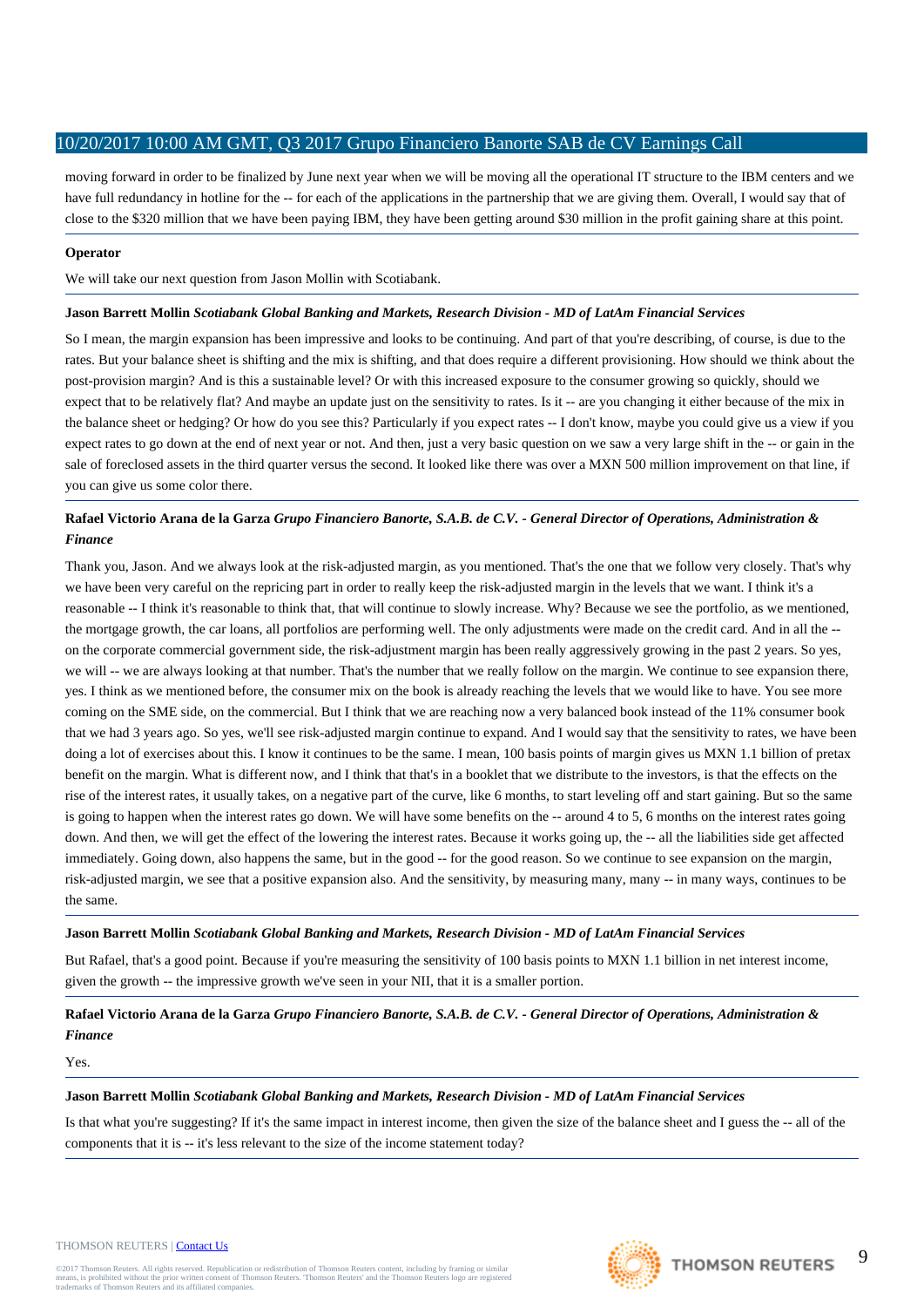moving forward in order to be finalized by June next year when we will be moving all the operational IT structure to the IBM centers and we have full redundancy in hotline for the -- for each of the applications in the partnership that we are giving them. Overall, I would say that of close to the $320 million that we have been paying IBM, they have been getting around $30 million in the profit gaining share at this point.

**Operator**

We will take our next question from Jason Mollin with Scotiabank.

**Jason Barrett Mollin** ***Scotiabank Global Banking and Markets, Research Division - MD of LatAm Financial Services***

So I mean, the margin expansion has been impressive and looks to be continuing. And part of that you're describing, of course, is due to the rates. But your balance sheet is shifting and the mix is shifting, and that does require a different provisioning. How should we think about the post-provision margin? And is this a sustainable level? Or with this increased exposure to the consumer growing so quickly, should we expect that to be relatively flat? And maybe an update just on the sensitivity to rates. Is it -- are you changing it either because of the mix in the balance sheet or hedging? Or how do you see this? Particularly if you expect rates -- I don't know, maybe you could give us a view if you expect rates to go down at the end of next year or not. And then, just a very basic question on we saw a very large shift in the -- or gain in the sale of foreclosed assets in the third quarter versus the second. It looked like there was over a MXN 500 million improvement on that line, if you can give us some color there.

**Rafael Victorio Arana de la Garza** ***Grupo Financiero Banorte, S.A.B. de C.V. - General Director of Operations, Administration & Finance***

Thank you, Jason. And we always look at the risk-adjusted margin, as you mentioned. That's the one that we follow very closely. That's why we have been very careful on the repricing part in order to really keep the risk-adjusted margin in the levels that we want. I think it's a reasonable -- I think it's reasonable to think that, that will continue to slowly increase. Why? Because we see the portfolio, as we mentioned, the mortgage growth, the car loans, all portfolios are performing well. The only adjustments were made on the credit card. And in all the -- on the corporate commercial government side, the risk-adjustment margin has been really aggressively growing in the past 2 years. So yes, we will -- we are always looking at that number. That's the number that we really follow on the margin. We continue to see expansion there, yes. I think as we mentioned before, the consumer mix on the book is already reaching the levels that we would like to have. You see more coming on the SME side, on the commercial. But I think that we are reaching now a very balanced book instead of the 11% consumer book that we had 3 years ago. So yes, we'll see risk-adjusted margin continue to expand. And I would say that the sensitivity to rates, we have been doing a lot of exercises about this. I know it continues to be the same. I mean, 100 basis points of margin gives us MXN 1.1 billion of pretax benefit on the margin. What is different now, and I think that that's in a booklet that we distribute to the investors, is that the effects on the rise of the interest rates, it usually takes, on a negative part of the curve, like 6 months, to start leveling off and start gaining. But so the same is going to happen when the interest rates go down. We will have some benefits on the -- around 4 to 5, 6 months on the interest rates going down. And then, we will get the effect of the lowering the interest rates. Because it works going up, the -- all the liabilities side get affected immediately. Going down, also happens the same, but in the good -- for the good reason. So we continue to see expansion on the margin, risk-adjusted margin, we see that a positive expansion also. And the sensitivity, by measuring many, many -- in many ways, continues to be the same.

**Jason Barrett Mollin** ***Scotiabank Global Banking and Markets, Research Division - MD of LatAm Financial Services***

But Rafael, that's a good point. Because if you're measuring the sensitivity of 100 basis points to MXN 1.1 billion in net interest income, given the growth -- the impressive growth we've seen in your NII, that it is a smaller portion.

**Rafael Victorio Arana de la Garza** ***Grupo Financiero Banorte, S.A.B. de C.V. - General Director of Operations, Administration & Finance***

Yes.

**Jason Barrett Mollin** ***Scotiabank Global Banking and Markets, Research Division - MD of LatAm Financial Services***

Is that what you're suggesting? If it's the same impact in interest income, then given the size of the balance sheet and I guess the -- all of the components that it is -- it's less relevant to the size of the income statement today?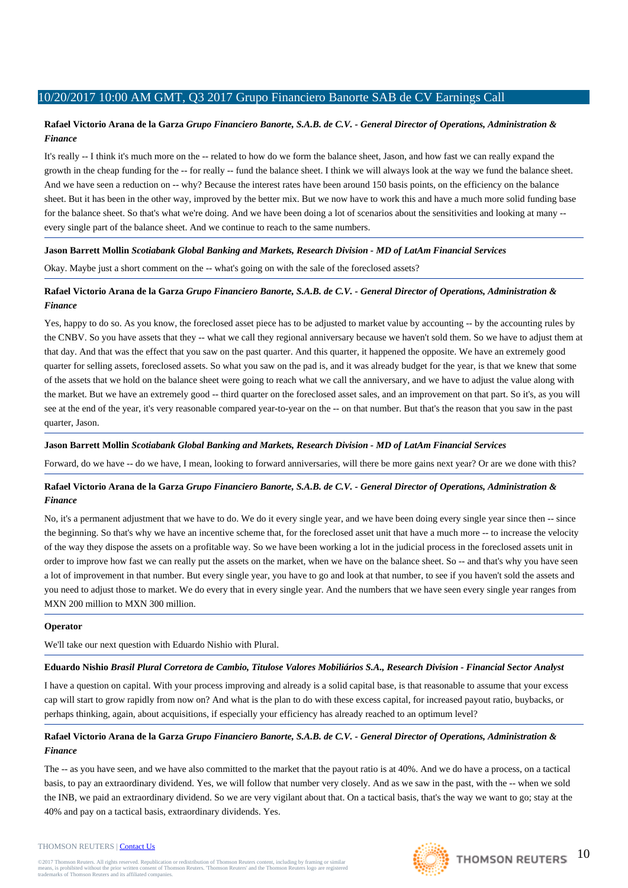**Rafael Victorio Arana de la Garza** *Grupo Financiero Banorte, S.A.B. de C.V. - General Director of Operations, Administration & Finance*

It's really -- I think it's much more on the -- related to how do we form the balance sheet, Jason, and how fast we can really expand the growth in the cheap funding for the -- for really -- fund the balance sheet. I think we will always look at the way we fund the balance sheet. And we have seen a reduction on -- why? Because the interest rates have been around 150 basis points, on the efficiency on the balance sheet. But it has been in the other way, improved by the better mix. But we now have to work this and have a much more solid funding base for the balance sheet. So that's what we're doing. And we have been doing a lot of scenarios about the sensitivities and looking at many -- every single part of the balance sheet. And we continue to reach to the same numbers.

---

**Jason Barrett Mollin** *Scotiabank Global Banking and Markets, Research Division - MD of LatAm Financial Services*

Okay. Maybe just a short comment on the -- what's going on with the sale of the foreclosed assets?

---

**Rafael Victorio Arana de la Garza** *Grupo Financiero Banorte, S.A.B. de C.V. - General Director of Operations, Administration & Finance*

Yes, happy to do so. As you know, the foreclosed asset piece has to be adjusted to market value by accounting -- by the accounting rules by the CNBV. So you have assets that they -- what we call they regional anniversary because we haven't sold them. So we have to adjust them at that day. And that was the effect that you saw on the past quarter. And this quarter, it happened the opposite. We have an extremely good quarter for selling assets, foreclosed assets. So what you saw on the pad is, and it was already budget for the year, is that we knew that some of the assets that we hold on the balance sheet were going to reach what we call the anniversary, and we have to adjust the value along with the market. But we have an extremely good -- third quarter on the foreclosed asset sales, and an improvement on that part. So it's, as you will see at the end of the year, it's very reasonable compared year-to-year on the -- on that number. But that's the reason that you saw in the past quarter, Jason.

---

**Jason Barrett Mollin** *Scotiabank Global Banking and Markets, Research Division - MD of LatAm Financial Services*

Forward, do we have -- do we have, I mean, looking to forward anniversaries, will there be more gains next year? Or are we done with this?

---

**Rafael Victorio Arana de la Garza** *Grupo Financiero Banorte, S.A.B. de C.V. - General Director of Operations, Administration & Finance*

No, it's a permanent adjustment that we have to do. We do it every single year, and we have been doing every single year since then -- since the beginning. So that's why we have an incentive scheme that, for the foreclosed asset unit that have a much more -- to increase the velocity of the way they dispose the assets on a profitable way. So we have been working a lot in the judicial process in the foreclosed assets unit in order to improve how fast we can really put the assets on the market, when we have on the balance sheet. So -- and that's why you have seen a lot of improvement in that number. But every single year, you have to go and look at that number, to see if you haven't sold the assets and you need to adjust those to market. We do every that in every single year. And the numbers that we have seen every single year ranges from MXN 200 million to MXN 300 million.

---

**Operator**

We'll take our next question with Eduardo Nishio with Plural.

---

**Eduardo Nishio** *Brasil Plural Corretora de Cambio, Titulose Valores Mobiliários S.A., Research Division - Financial Sector Analyst*

I have a question on capital. With your process improving and already is a solid capital base, is that reasonable to assume that your excess cap will start to grow rapidly from now on? And what is the plan to do with these excess capital, for increased payout ratio, buybacks, or perhaps thinking, again, about acquisitions, if especially your efficiency has already reached to an optimum level?

---

**Rafael Victorio Arana de la Garza** *Grupo Financiero Banorte, S.A.B. de C.V. - General Director of Operations, Administration & Finance*

The -- as you have seen, and we have also committed to the market that the payout ratio is at 40%. And we do have a process, on a tactical basis, to pay an extraordinary dividend. Yes, we will follow that number very closely. And as we saw in the past, with the -- when we sold the INB, we paid an extraordinary dividend. So we are very vigilant about that. On a tactical basis, that's the way we want to go; stay at the 40% and pay on a tactical basis, extraordinary dividends. Yes.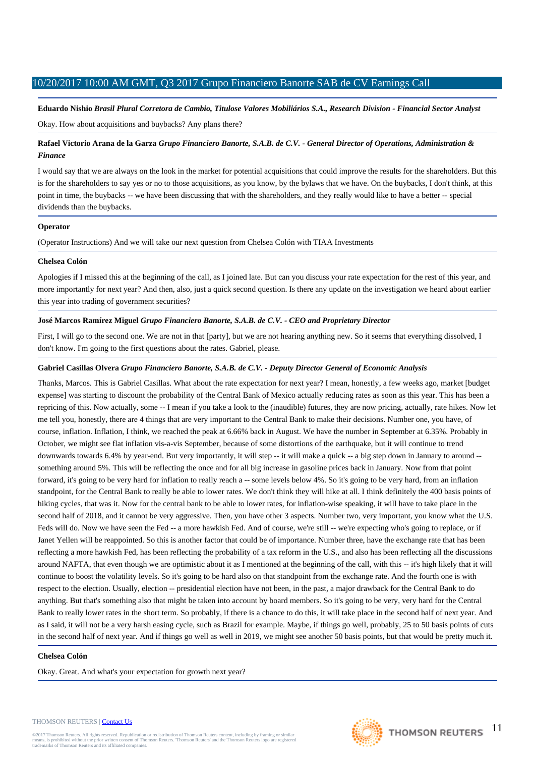**Eduardo Nishio** *Brasil Plural Corretora de Cambio, Titulose Valores Mobiliários S.A., Research Division - Financial Sector Analyst*

Okay. How about acquisitions and buybacks? Any plans there?

**Rafael Victorio Arana de la Garza** *Grupo Financiero Banorte, S.A.B. de C.V. - General Director of Operations, Administration & Finance*

I would say that we are always on the look in the market for potential acquisitions that could improve the results for the shareholders. But this is for the shareholders to say yes or no to those acquisitions, as you know, by the bylaws that we have. On the buybacks, I don't think, at this point in time, the buybacks -- we have been discussing that with the shareholders, and they really would like to have a better -- special dividends than the buybacks.

**Operator**

(Operator Instructions) And we will take our next question from Chelsea Colón with TIAA Investments

**Chelsea Colón**

Apologies if I missed this at the beginning of the call, as I joined late. But can you discuss your rate expectation for the rest of this year, and more importantly for next year? And then, also, just a quick second question. Is there any update on the investigation we heard about earlier this year into trading of government securities?

**José Marcos Ramírez Miguel** *Grupo Financiero Banorte, S.A.B. de C.V. - CEO and Proprietary Director*

First, I will go to the second one. We are not in that [party], but we are not hearing anything new. So it seems that everything dissolved, I don't know. I'm going to the first questions about the rates. Gabriel, please.

**Gabriel Casillas Olvera** *Grupo Financiero Banorte, S.A.B. de C.V. - Deputy Director General of Economic Analysis*

Thanks, Marcos. This is Gabriel Casillas. What about the rate expectation for next year? I mean, honestly, a few weeks ago, market [budget expense] was starting to discount the probability of the Central Bank of Mexico actually reducing rates as soon as this year. This has been a repricing of this. Now actually, some -- I mean if you take a look to the (inaudible) futures, they are now pricing, actually, rate hikes. Now let me tell you, honestly, there are 4 things that are very important to the Central Bank to make their decisions. Number one, you have, of course, inflation. Inflation, I think, we reached the peak at 6.66% back in August. We have the number in September at 6.35%. Probably in October, we might see flat inflation vis-a-vis September, because of some distortions of the earthquake, but it will continue to trend downwards towards 6.4% by year-end. But very importantly, it will step -- it will make a quick -- a big step down in January to around -- something around 5%. This will be reflecting the once and for all big increase in gasoline prices back in January. Now from that point forward, it's going to be very hard for inflation to really reach a -- some levels below 4%. So it's going to be very hard, from an inflation standpoint, for the Central Bank to really be able to lower rates. We don't think they will hike at all. I think definitely the 400 basis points of hiking cycles, that was it. Now for the central bank to be able to lower rates, for inflation-wise speaking, it will have to take place in the second half of 2018, and it cannot be very aggressive. Then, you have other 3 aspects. Number two, very important, you know what the U.S. Feds will do. Now we have seen the Fed -- a more hawkish Fed. And of course, we're still -- we're expecting who's going to replace, or if Janet Yellen will be reappointed. So this is another factor that could be of importance. Number three, have the exchange rate that has been reflecting a more hawkish Fed, has been reflecting the probability of a tax reform in the U.S., and also has been reflecting all the discussions around NAFTA, that even though we are optimistic about it as I mentioned at the beginning of the call, with this -- it's high likely that it will continue to boost the volatility levels. So it's going to be hard also on that standpoint from the exchange rate. And the fourth one is with respect to the election. Usually, election -- presidential election have not been, in the past, a major drawback for the Central Bank to do anything. But that's something also that might be taken into account by board members. So it's going to be very, very hard for the Central Bank to really lower rates in the short term. So probably, if there is a chance to do this, it will take place in the second half of next year. And as I said, it will not be a very harsh easing cycle, such as Brazil for example. Maybe, if things go well, probably, 25 to 50 basis points of cuts in the second half of next year. And if things go well as well in 2019, we might see another 50 basis points, but that would be pretty much it.

**Chelsea Colón**

Okay. Great. And what's your expectation for growth next year?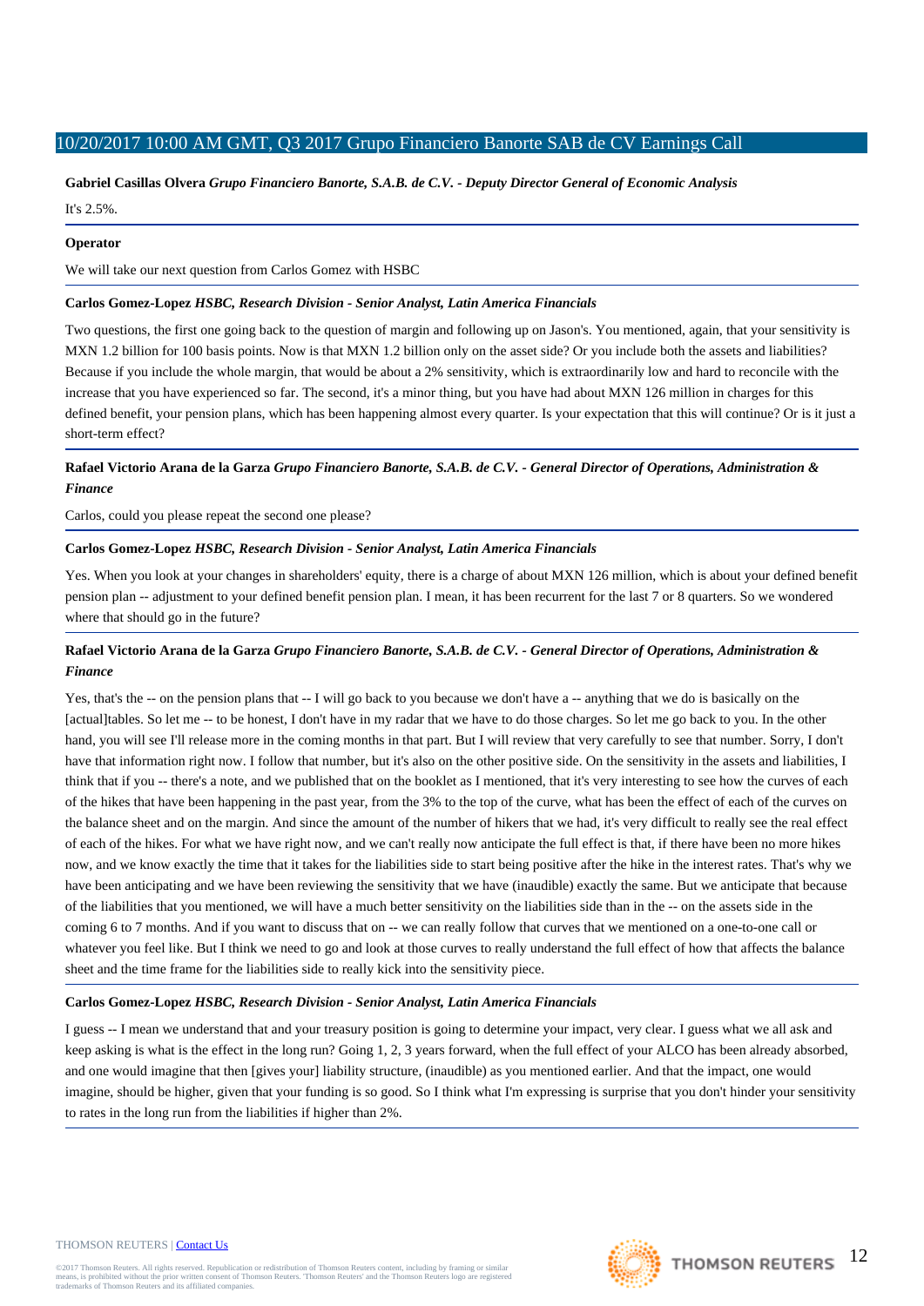**Gabriel Casillas Olvera** *Grupo Financiero Banorte, S.A.B. de C.V. - Deputy Director General of Economic Analysis*

It's 2.5%.

---

**Operator**

We will take our next question from Carlos Gomez with HSBC

---

**Carlos Gomez-Lopez** *HSBC, Research Division - Senior Analyst, Latin America Financials*

Two questions, the first one going back to the question of margin and following up on Jason's. You mentioned, again, that your sensitivity is MXN 1.2 billion for 100 basis points. Now is that MXN 1.2 billion only on the asset side? Or you include both the assets and liabilities? Because if you include the whole margin, that would be about a 2% sensitivity, which is extraordinarily low and hard to reconcile with the increase that you have experienced so far. The second, it's a minor thing, but you have had about MXN 126 million in charges for this defined benefit, your pension plans, which has been happening almost every quarter. Is your expectation that this will continue? Or is it just a short-term effect?

---

**Rafael Victorio Arana de la Garza** *Grupo Financiero Banorte, S.A.B. de C.V. - General Director of Operations, Administration & Finance*

Carlos, could you please repeat the second one please?

---

**Carlos Gomez-Lopez** *HSBC, Research Division - Senior Analyst, Latin America Financials*

Yes. When you look at your changes in shareholders' equity, there is a charge of about MXN 126 million, which is about your defined benefit pension plan -- adjustment to your defined benefit pension plan. I mean, it has been recurrent for the last 7 or 8 quarters. So we wondered where that should go in the future?

---

**Rafael Victorio Arana de la Garza** *Grupo Financiero Banorte, S.A.B. de C.V. - General Director of Operations, Administration & Finance*

Yes, that's the -- on the pension plans that -- I will go back to you because we don't have a -- anything that we do is basically on the [actual]tables. So let me -- to be honest, I don't have in my radar that we have to do those charges. So let me go back to you. In the other hand, you will see I'll release more in the coming months in that part. But I will review that very carefully to see that number. Sorry, I don't have that information right now. I follow that number, but it's also on the other positive side. On the sensitivity in the assets and liabilities, I think that if you -- there's a note, and we published that on the booklet as I mentioned, that it's very interesting to see how the curves of each of the hikes that have been happening in the past year, from the 3% to the top of the curve, what has been the effect of each of the curves on the balance sheet and on the margin. And since the amount of the number of hikers that we had, it's very difficult to really see the real effect of each of the hikes. For what we have right now, and we can't really now anticipate the full effect is that, if there have been no more hikes now, and we know exactly the time that it takes for the liabilities side to start being positive after the hike in the interest rates. That's why we have been anticipating and we have been reviewing the sensitivity that we have (inaudible) exactly the same. But we anticipate that because of the liabilities that you mentioned, we will have a much better sensitivity on the liabilities side than in the -- on the assets side in the coming 6 to 7 months. And if you want to discuss that on -- we can really follow that curves that we mentioned on a one-to-one call or whatever you feel like. But I think we need to go and look at those curves to really understand the full effect of how that affects the balance sheet and the time frame for the liabilities side to really kick into the sensitivity piece.

---

**Carlos Gomez-Lopez** *HSBC, Research Division - Senior Analyst, Latin America Financials*

I guess -- I mean we understand that and your treasury position is going to determine your impact, very clear. I guess what we all ask and keep asking is what is the effect in the long run? Going 1, 2, 3 years forward, when the full effect of your ALCO has been already absorbed, and one would imagine that then [gives your] liability structure, (inaudible) as you mentioned earlier. And that the impact, one would imagine, should be higher, given that your funding is so good. So I think what I'm expressing is surprise that you don't hinder your sensitivity to rates in the long run from the liabilities if higher than 2%.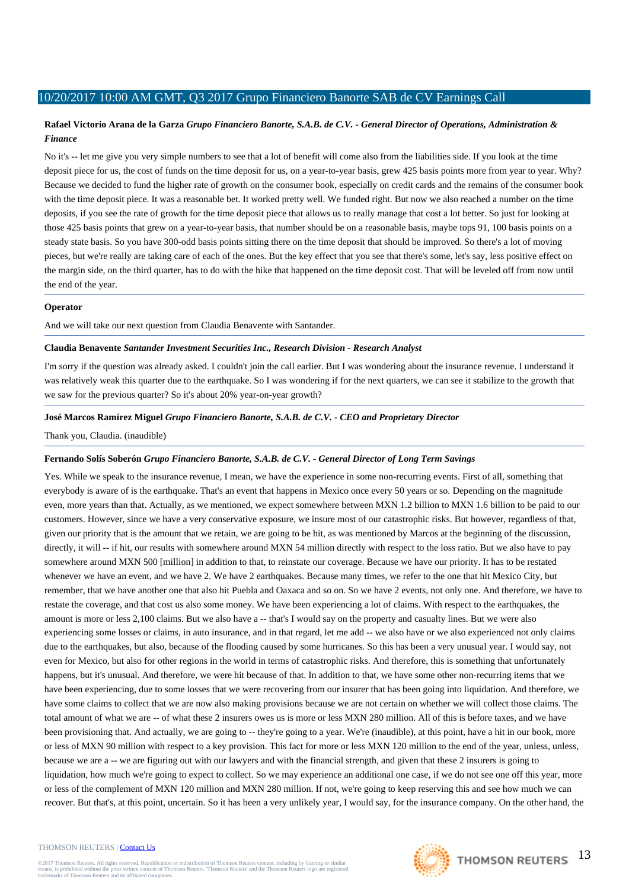**Rafael Victorio Arana de la Garza** *Grupo Financiero Banorte, S.A.B. de C.V. - General Director of Operations, Administration & Finance*

No it's -- let me give you very simple numbers to see that a lot of benefit will come also from the liabilities side. If you look at the time deposit piece for us, the cost of funds on the time deposit for us, on a year-to-year basis, grew 425 basis points more from year to year. Why? Because we decided to fund the higher rate of growth on the consumer book, especially on credit cards and the remains of the consumer book with the time deposit piece. It was a reasonable bet. It worked pretty well. We funded right. But now we also reached a number on the time deposits, if you see the rate of growth for the time deposit piece that allows us to really manage that cost a lot better. So just for looking at those 425 basis points that grew on a year-to-year basis, that number should be on a reasonable basis, maybe tops 91, 100 basis points on a steady state basis. So you have 300-odd basis points sitting there on the time deposit that should be improved. So there's a lot of moving pieces, but we're really are taking care of each of the ones. But the key effect that you see that there's some, let's say, less positive effect on the margin side, on the third quarter, has to do with the hike that happened on the time deposit cost. That will be leveled off from now until the end of the year.

**Operator**

And we will take our next question from Claudia Benavente with Santander.

**Claudia Benavente** *Santander Investment Securities Inc., Research Division - Research Analyst*

I'm sorry if the question was already asked. I couldn't join the call earlier. But I was wondering about the insurance revenue. I understand it was relatively weak this quarter due to the earthquake. So I was wondering if for the next quarters, we can see it stabilize to the growth that we saw for the previous quarter? So it's about 20% year-on-year growth?

**José Marcos Ramírez Miguel** *Grupo Financiero Banorte, S.A.B. de C.V. - CEO and Proprietary Director*

Thank you, Claudia. (inaudible)

**Fernando Solís Soberón** *Grupo Financiero Banorte, S.A.B. de C.V. - General Director of Long Term Savings*

Yes. While we speak to the insurance revenue, I mean, we have the experience in some non-recurring events. First of all, something that everybody is aware of is the earthquake. That's an event that happens in Mexico once every 50 years or so. Depending on the magnitude even, more years than that. Actually, as we mentioned, we expect somewhere between MXN 1.2 billion to MXN 1.6 billion to be paid to our customers. However, since we have a very conservative exposure, we insure most of our catastrophic risks. But however, regardless of that, given our priority that is the amount that we retain, we are going to be hit, as was mentioned by Marcos at the beginning of the discussion, directly, it will -- if hit, our results with somewhere around MXN 54 million directly with respect to the loss ratio. But we also have to pay somewhere around MXN 500 [million] in addition to that, to reinstate our coverage. Because we have our priority. It has to be restated whenever we have an event, and we have 2. We have 2 earthquakes. Because many times, we refer to the one that hit Mexico City, but remember, that we have another one that also hit Puebla and Oaxaca and so on. So we have 2 events, not only one. And therefore, we have to restate the coverage, and that cost us also some money. We have been experiencing a lot of claims. With respect to the earthquakes, the amount is more or less 2,100 claims. But we also have a -- that's I would say on the property and casualty lines. But we were also experiencing some losses or claims, in auto insurance, and in that regard, let me add -- we also have or we also experienced not only claims due to the earthquakes, but also, because of the flooding caused by some hurricanes. So this has been a very unusual year. I would say, not even for Mexico, but also for other regions in the world in terms of catastrophic risks. And therefore, this is something that unfortunately happens, but it's unusual. And therefore, we were hit because of that. In addition to that, we have some other non-recurring items that we have been experiencing, due to some losses that we were recovering from our insurer that has been going into liquidation. And therefore, we have some claims to collect that we are now also making provisions because we are not certain on whether we will collect those claims. The total amount of what we are -- of what these 2 insurers owes us is more or less MXN 280 million. All of this is before taxes, and we have been provisioning that. And actually, we are going to -- they're going to a year. We're (inaudible), at this point, have a hit in our book, more or less of MXN 90 million with respect to a key provision. This fact for more or less MXN 120 million to the end of the year, unless, unless, because we are a -- we are figuring out with our lawyers and with the financial strength, and given that these 2 insurers is going to liquidation, how much we're going to expect to collect. So we may experience an additional one case, if we do not see one off this year, more or less of the complement of MXN 120 million and MXN 280 million. If not, we're going to keep reserving this and see how much we can recover. But that's, at this point, uncertain. So it has been a very unlikely year, I would say, for the insurance company. On the other hand, the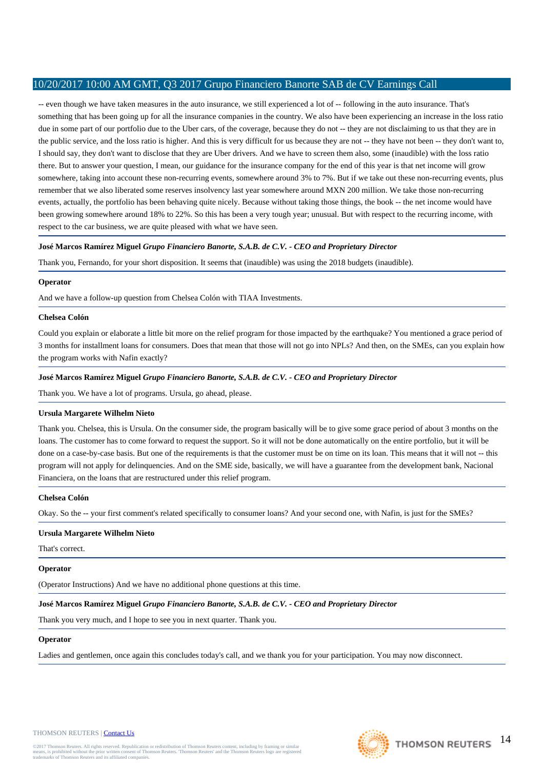-- even though we have taken measures in the auto insurance, we still experienced a lot of -- following in the auto insurance. That's something that has been going up for all the insurance companies in the country. We also have been experiencing an increase in the loss ratio due in some part of our portfolio due to the Uber cars, of the coverage, because they do not -- they are not disclaiming to us that they are in the public service, and the loss ratio is higher. And this is very difficult for us because they are not -- they have not been -- they don't want to, I should say, they don't want to disclose that they are Uber drivers. And we have to screen them also, some (inaudible) with the loss ratio there. But to answer your question, I mean, our guidance for the insurance company for the end of this year is that net income will grow somewhere, taking into account these non-recurring events, somewhere around 3% to 7%. But if we take out these non-recurring events, plus remember that we also liberated some reserves insolvency last year somewhere around MXN 200 million. We take those non-recurring events, actually, the portfolio has been behaving quite nicely. Because without taking those things, the book -- the net income would have been growing somewhere around 18% to 22%. So this has been a very tough year; unusual. But with respect to the recurring income, with respect to the car business, we are quite pleased with what we have seen.

**José Marcos Ramírez Miguel** ***Grupo Financiero Banorte, S.A.B. de C.V. - CEO and Proprietary Director***

Thank you, Fernando, for your short disposition. It seems that (inaudible) was using the 2018 budgets (inaudible).

**Operator**

And we have a follow-up question from Chelsea Colón with TIAA Investments.

**Chelsea Colón**

Could you explain or elaborate a little bit more on the relief program for those impacted by the earthquake? You mentioned a grace period of 3 months for installment loans for consumers. Does that mean that those will not go into NPLs? And then, on the SMEs, can you explain how the program works with Nafin exactly?

**José Marcos Ramírez Miguel** ***Grupo Financiero Banorte, S.A.B. de C.V. - CEO and Proprietary Director***

Thank you. We have a lot of programs. Ursula, go ahead, please.

**Ursula Margarete Wilhelm Nieto**

Thank you. Chelsea, this is Ursula. On the consumer side, the program basically will be to give some grace period of about 3 months on the loans. The customer has to come forward to request the support. So it will not be done automatically on the entire portfolio, but it will be done on a case-by-case basis. But one of the requirements is that the customer must be on time on its loan. This means that it will not -- this program will not apply for delinquencies. And on the SME side, basically, we will have a guarantee from the development bank, Nacional Financiera, on the loans that are restructured under this relief program.

**Chelsea Colón**

Okay. So the -- your first comment's related specifically to consumer loans? And your second one, with Nafin, is just for the SMEs?

**Ursula Margarete Wilhelm Nieto**

That's correct.

**Operator**

(Operator Instructions) And we have no additional phone questions at this time.

**José Marcos Ramírez Miguel** ***Grupo Financiero Banorte, S.A.B. de C.V. - CEO and Proprietary Director***

Thank you very much, and I hope to see you in next quarter. Thank you.

**Operator**

Ladies and gentlemen, once again this concludes today's call, and we thank you for your participation. You may now disconnect.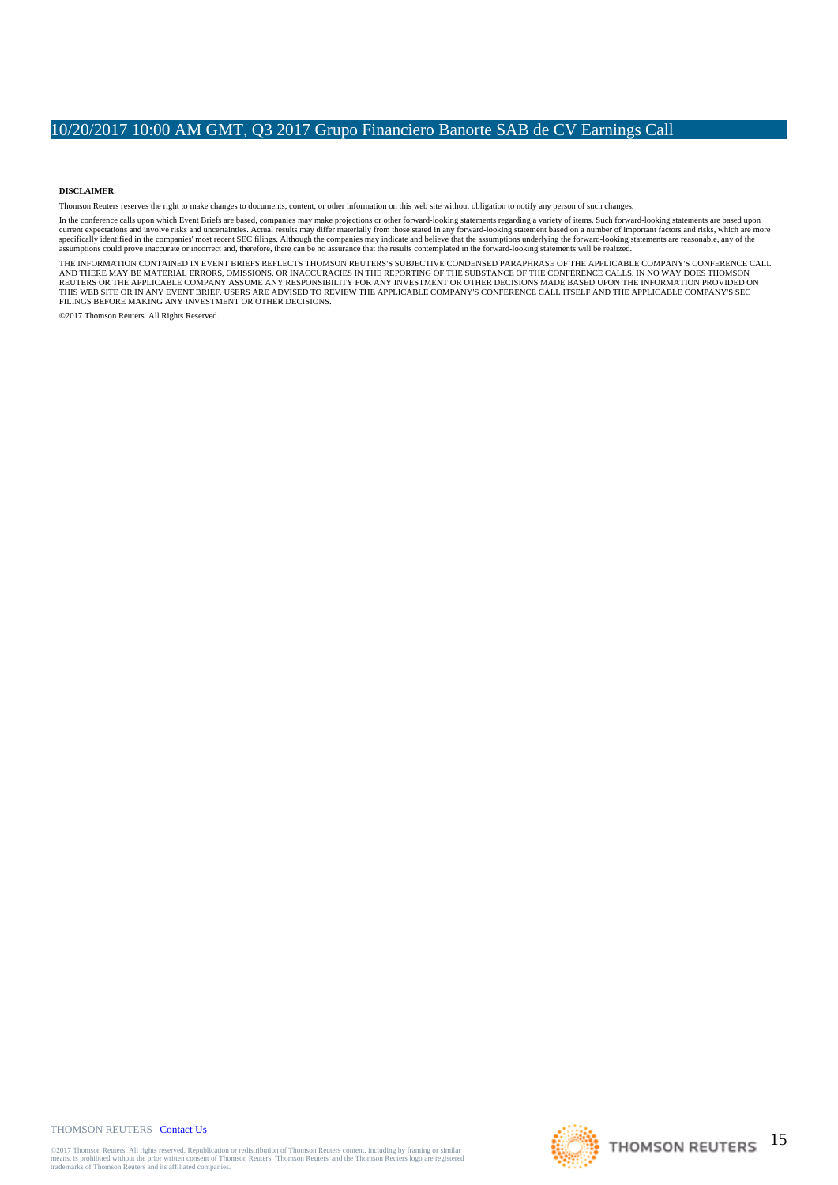**DISCLAIMER**

Thomson Reuters reserves the right to make changes to documents, content, or other information on this web site without obligation to notify any person of such changes.

In the conference calls upon which Event Briefs are based, companies may make projections or other forward-looking statements regarding a variety of items. Such forward-looking statements are based upon current expectations and involve risks and uncertainties. Actual results may differ materially from those stated in any forward-looking statement based on a number of important factors and risks, which are more specifically identified in the companies' most recent SEC filings. Although the companies may indicate and believe that the assumptions underlying the forward-looking statements are reasonable, any of the assumptions could prove inaccurate or incorrect and, therefore, there can be no assurance that the results contemplated in the forward-looking statements will be realized.

THE INFORMATION CONTAINED IN EVENT BRIEFS REFLECTS THOMSON REUTERS'S SUBJECTIVE CONDENSED PARAPHRASE OF THE APPLICABLE COMPANY'S CONFERENCE CALL AND THERE MAY BE MATERIAL ERRORS, OMISSIONS, OR INACCURACIES IN THE REPORTING OF THE SUBSTANCE OF THE CONFERENCE CALLS. IN NO WAY DOES THOMSON REUTERS OR THE APPLICABLE COMPANY ASSUME ANY RESPONSIBILITY FOR ANY INVESTMENT OR OTHER DECISIONS MADE BASED UPON THE INFORMATION PROVIDED ON THIS WEB SITE OR IN ANY EVENT BRIEF. USERS ARE ADVISED TO REVIEW THE APPLICABLE COMPANY'S CONFERENCE CALL ITSELF AND THE APPLICABLE COMPANY'S SEC FILINGS BEFORE MAKING ANY INVESTMENT OR OTHER DECISIONS.

©2017 Thomson Reuters. All Rights Reserved.